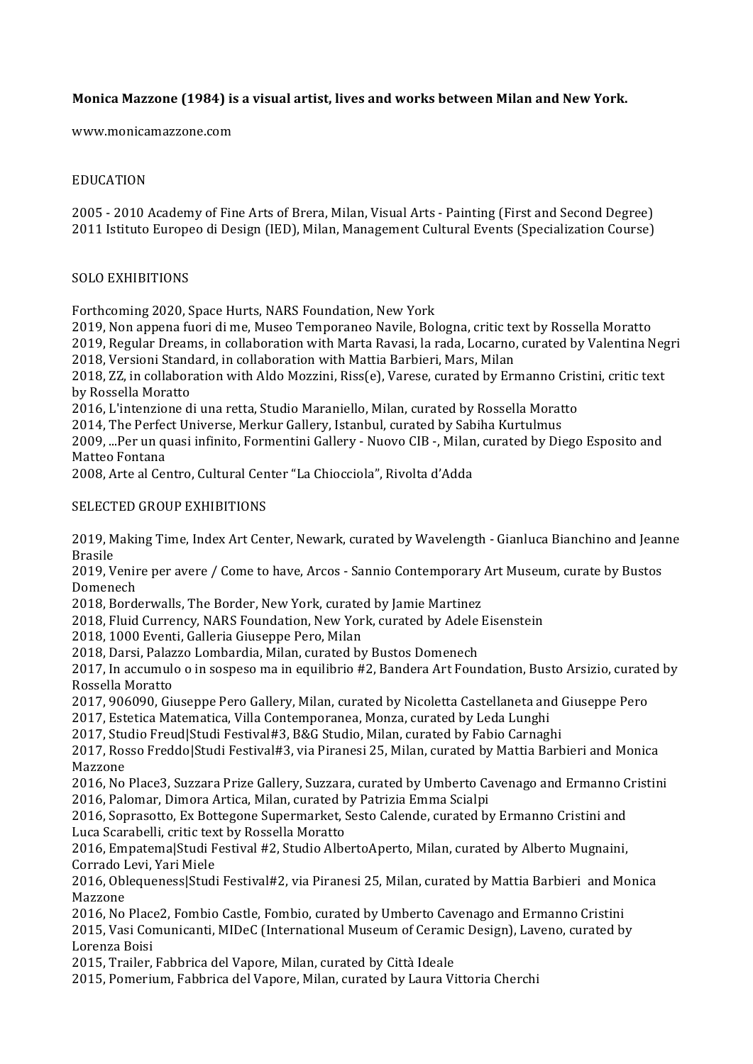**Monica Mazzone (1984) is a visual artist, lives and works between Milan and New York.**

www.monicamazzone.com

## EDUCATION

2005 - 2010 Academy of Fine Arts of Brera, Milan, Visual Arts - Painting (First and Second Degree)
2011 Istituto Europeo di Design (IED), Milan, Management Cultural Events (Specialization Course)

## SOLO EXHIBITIONS

Forthcoming 2020, Space Hurts, NARS Foundation, New York
2019, Non appena fuori di me, Museo Temporaneo Navile, Bologna, critic text by Rossella Moratto
2019, Regular Dreams, in collaboration with Marta Ravasi, la rada, Locarno, curated by Valentina Negri
2018, Versioni Standard, in collaboration with Mattia Barbieri, Mars, Milan
2018, ZZ, in collaboration with Aldo Mozzini, Riss(e), Varese, curated by Ermanno Cristini, critic text by Rossella Moratto
2016, L'intenzione di una retta, Studio Maraniello, Milan, curated by Rossella Moratto
2014, The Perfect Universe, Merkur Gallery, Istanbul, curated by Sabiha Kurtulmus
2009, ...Per un quasi infinito, Formentini Gallery - Nuovo CIB -, Milan, curated by Diego Esposito and Matteo Fontana
2008, Arte al Centro, Cultural Center "La Chiocciola", Rivolta d'Adda

## SELECTED GROUP EXHIBITIONS

2019, Making Time, Index Art Center, Newark, curated by Wavelength - Gianluca Bianchino and Jeanne Brasile
2019, Venire per avere / Come to have, Arcos - Sannio Contemporary Art Museum, curate by Bustos Domenech
2018, Borderwalls, The Border, New York, curated by Jamie Martinez
2018, Fluid Currency, NARS Foundation, New York, curated by Adele Eisenstein
2018, 1000 Eventi, Galleria Giuseppe Pero, Milan
2018, Darsi, Palazzo Lombardia, Milan, curated by Bustos Domenech
2017, In accumulo o in sospeso ma in equilibrio #2, Bandera Art Foundation, Busto Arsizio, curated by Rossella Moratto
2017, 906090, Giuseppe Pero Gallery, Milan, curated by Nicoletta Castellaneta and Giuseppe Pero
2017, Estetica Matematica, Villa Contemporanea, Monza, curated by Leda Lunghi
2017, Studio Freud|Studi Festival#3, B&G Studio, Milan, curated by Fabio Carnaghi
2017, Rosso Freddo|Studi Festival#3, via Piranesi 25, Milan, curated by Mattia Barbieri and Monica Mazzone
2016, No Place3, Suzzara Prize Gallery, Suzzara, curated by Umberto Cavenago and Ermanno Cristini
2016, Palomar, Dimora Artica, Milan, curated by Patrizia Emma Scialpi
2016, Soprasotto, Ex Bottegone Supermarket, Sesto Calende, curated by Ermanno Cristini and Luca Scarabelli, critic text by Rossella Moratto
2016, Empatema|Studi Festival #2, Studio AlbertoAperto, Milan, curated by Alberto Mugnaini, Corrado Levi, Yari Miele
2016, Oblequeness|Studi Festival#2, via Piranesi 25, Milan, curated by Mattia Barbieri and Monica Mazzone
2016, No Place2, Fombio Castle, Fombio, curated by Umberto Cavenago and Ermanno Cristini
2015, Vasi Comunicanti, MIDeC (International Museum of Ceramic Design), Laveno, curated by Lorenza Boisi
2015, Trailer, Fabbrica del Vapore, Milan, curated by Città Ideale
2015, Pomerium, Fabbrica del Vapore, Milan, curated by Laura Vittoria Cherchi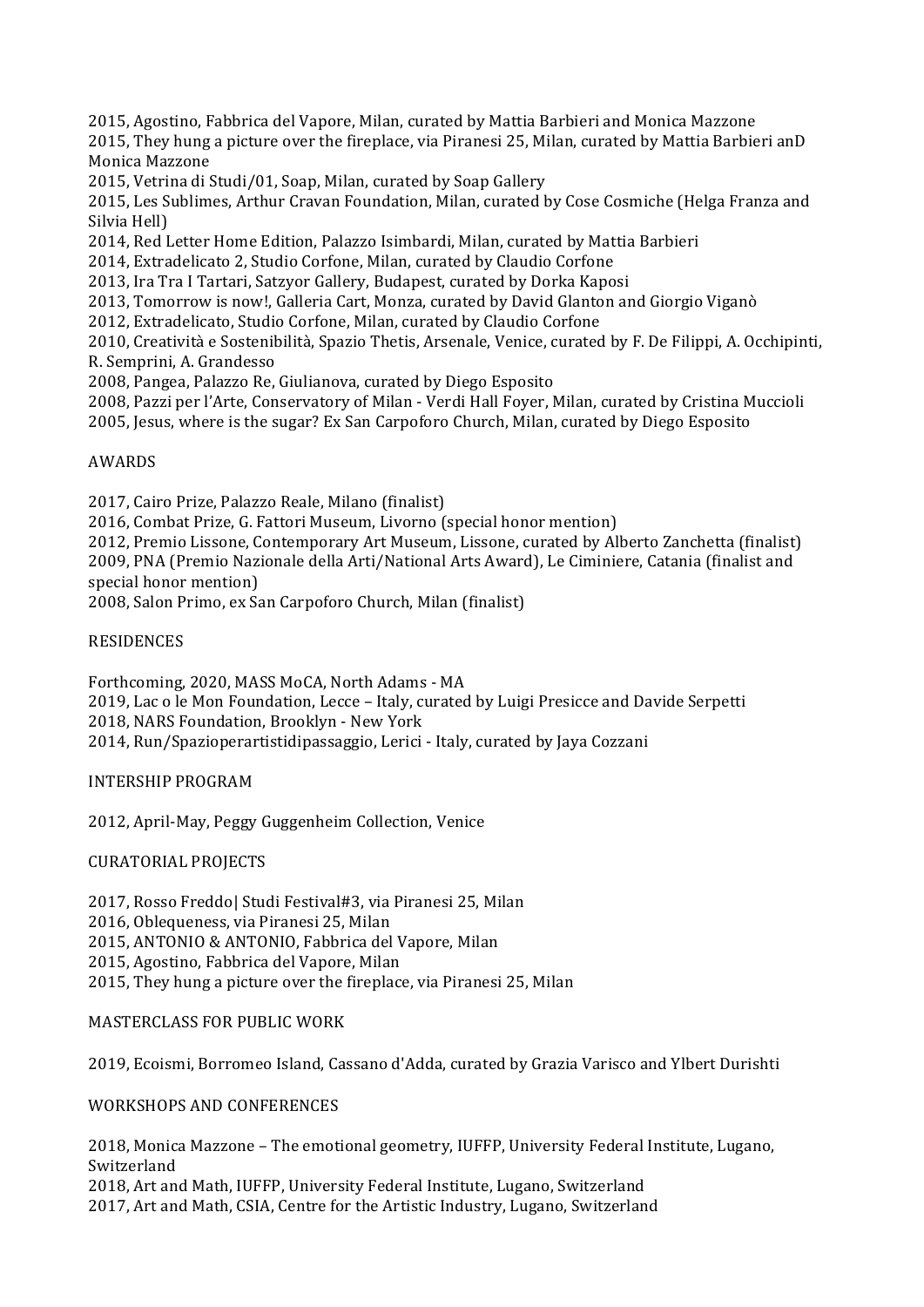2015, Agostino, Fabbrica del Vapore, Milan, curated by Mattia Barbieri and Monica Mazzone
2015, They hung a picture over the fireplace, via Piranesi 25, Milan, curated by Mattia Barbieri anD Monica Mazzone
2015, Vetrina di Studi/01, Soap, Milan, curated by Soap Gallery
2015, Les Sublimes, Arthur Cravan Foundation, Milan, curated by Cose Cosmiche (Helga Franza and Silvia Hell)
2014, Red Letter Home Edition, Palazzo Isimbardi, Milan, curated by Mattia Barbieri
2014, Extradelicato 2, Studio Corfone, Milan, curated by Claudio Corfone
2013, Ira Tra I Tartari, Satzyor Gallery, Budapest, curated by Dorka Kaposi
2013, Tomorrow is now!, Galleria Cart, Monza, curated by David Glanton and Giorgio Viganò
2012, Extradelicato, Studio Corfone, Milan, curated by Claudio Corfone
2010, Creatività e Sostenibilità, Spazio Thetis, Arsenale, Venice, curated by F. De Filippi, A. Occhipinti, R. Semprini, A. Grandesso
2008, Pangea, Palazzo Re, Giulianova, curated by Diego Esposito
2008, Pazzi per l'Arte, Conservatory of Milan - Verdi Hall Foyer, Milan, curated by Cristina Muccioli
2005, Jesus, where is the sugar? Ex San Carpoforo Church, Milan, curated by Diego Esposito

## AWARDS

2017, Cairo Prize, Palazzo Reale, Milano (finalist)
2016, Combat Prize, G. Fattori Museum, Livorno (special honor mention)
2012, Premio Lissone, Contemporary Art Museum, Lissone, curated by Alberto Zanchetta (finalist)
2009, PNA (Premio Nazionale della Arti/National Arts Award), Le Ciminiere, Catania (finalist and special honor mention)
2008, Salon Primo, ex San Carpoforo Church, Milan (finalist)

## RESIDENCES

Forthcoming, 2020, MASS MoCA, North Adams - MA
2019, Lac o le Mon Foundation, Lecce – Italy, curated by Luigi Presicce and Davide Serpetti
2018, NARS Foundation, Brooklyn - New York
2014, Run/Spazioperartistidipassaggio, Lerici - Italy, curated by Jaya Cozzani

## INTERSHIP PROGRAM

2012, April-May, Peggy Guggenheim Collection, Venice

## CURATORIAL PROJECTS

2017, Rosso Freddo| Studi Festival#3, via Piranesi 25, Milan
2016, Oblequeness, via Piranesi 25, Milan
2015, ANTONIO & ANTONIO, Fabbrica del Vapore, Milan
2015, Agostino, Fabbrica del Vapore, Milan
2015, They hung a picture over the fireplace, via Piranesi 25, Milan

## MASTERCLASS FOR PUBLIC WORK

2019, Ecoismi, Borromeo Island, Cassano d'Adda, curated by Grazia Varisco and Ylbert Durishti

## WORKSHOPS AND CONFERENCES

2018, Monica Mazzone – The emotional geometry, IUFFP, University Federal Institute, Lugano, Switzerland
2018, Art and Math, IUFFP, University Federal Institute, Lugano, Switzerland
2017, Art and Math, CSIA, Centre for the Artistic Industry, Lugano, Switzerland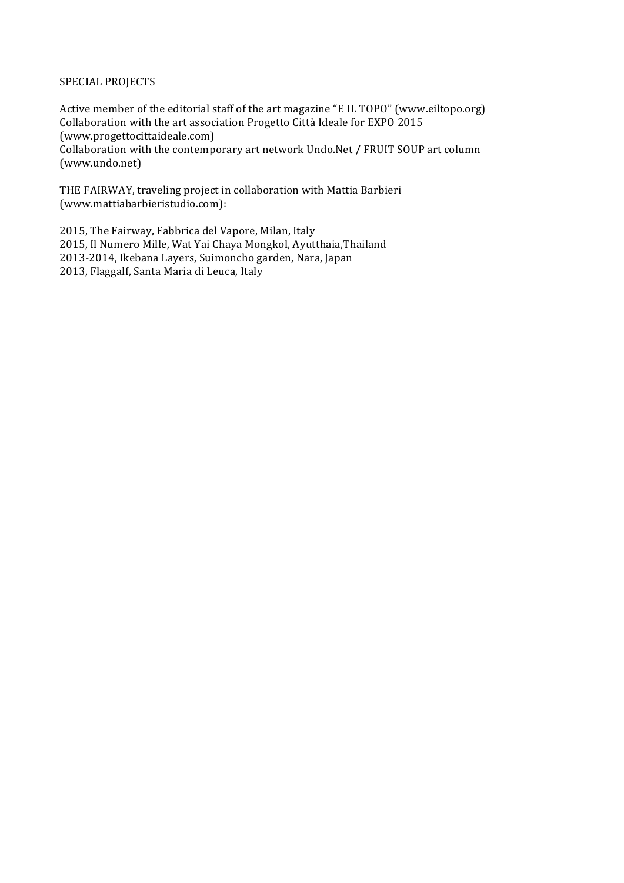## SPECIAL PROJECTS

Active member of the editorial staff of the art magazine "E IL TOPO" (www.eiltopo.org)
Collaboration with the art association Progetto Città Ideale for EXPO 2015 (www.progettocittaideale.com)
Collaboration with the contemporary art network Undo.Net / FRUIT SOUP art column (www.undo.net)

THE FAIRWAY, traveling project in collaboration with Mattia Barbieri (www.mattiabarbieristudio.com):

2015, The Fairway, Fabbrica del Vapore, Milan, Italy
2015, Il Numero Mille, Wat Yai Chaya Mongkol, Ayutthaia,Thailand
2013-2014, Ikebana Layers, Suimoncho garden, Nara, Japan
2013, Flaggalf, Santa Maria di Leuca, Italy